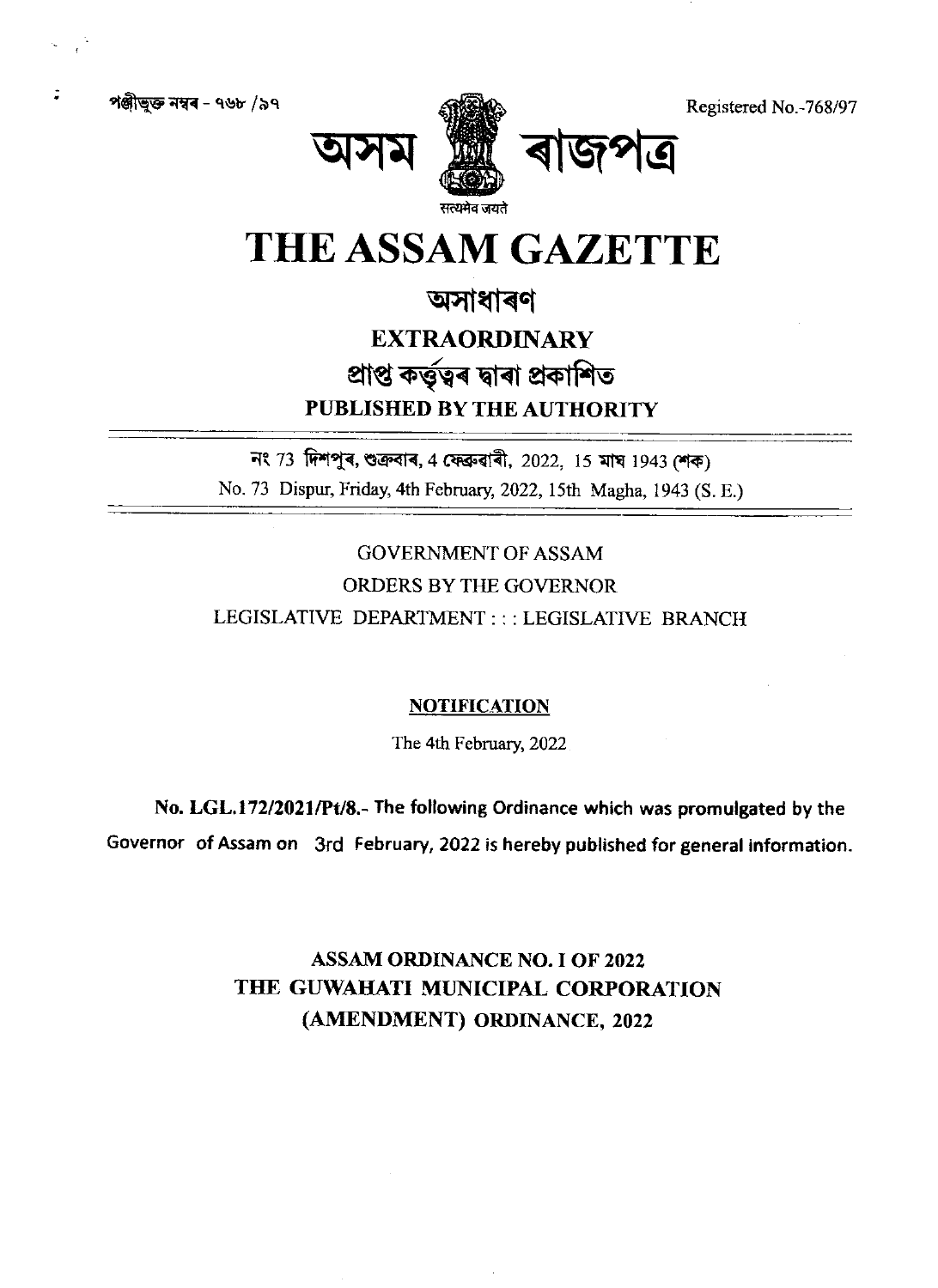পঞ্জীভুক্ত নম্বৰ - ৭৬৮ /৯৭

Registered No.-768/97

# অসম ৰাজপত্ৰ

सत्यमेव जयते

# THE ASSAM GAZETTE

## অসাধাৰণ

## EXTRAORDINARY

### প্ৰাপ্ত কৰ্তৃত্বৰ দ্বাৰা প্ৰকাশিত

### PUBLISHED BY THE AUTHORITY

নং 73 দিশপুৰ, শুক্ৰবাৰ, 4 ফেব্ৰুৱাৰী, 2022, 15 মাঘ 1943 (শক)

No. 73 Dispur, Friday, 4th February, 2022, 15th Magha, 1943 (S. E.)

GOVERNMENT OF ASSAM

ORDERS BY THE GOVERNOR

LEGISLATIVE DEPARTMENT : : : LEGISLATIVE BRANCH

**NOTIFICATION**

The 4th February, 2022

**No. LGL.172/2021/Pt/8.-** The following Ordinance which was promulgated by the Governor of Assam on 3rd February, 2022 is hereby published for general information.

**ASSAM ORDINANCE NO. I OF 2022**
**THE GUWAHATI MUNICIPAL CORPORATION (AMENDMENT) ORDINANCE, 2022**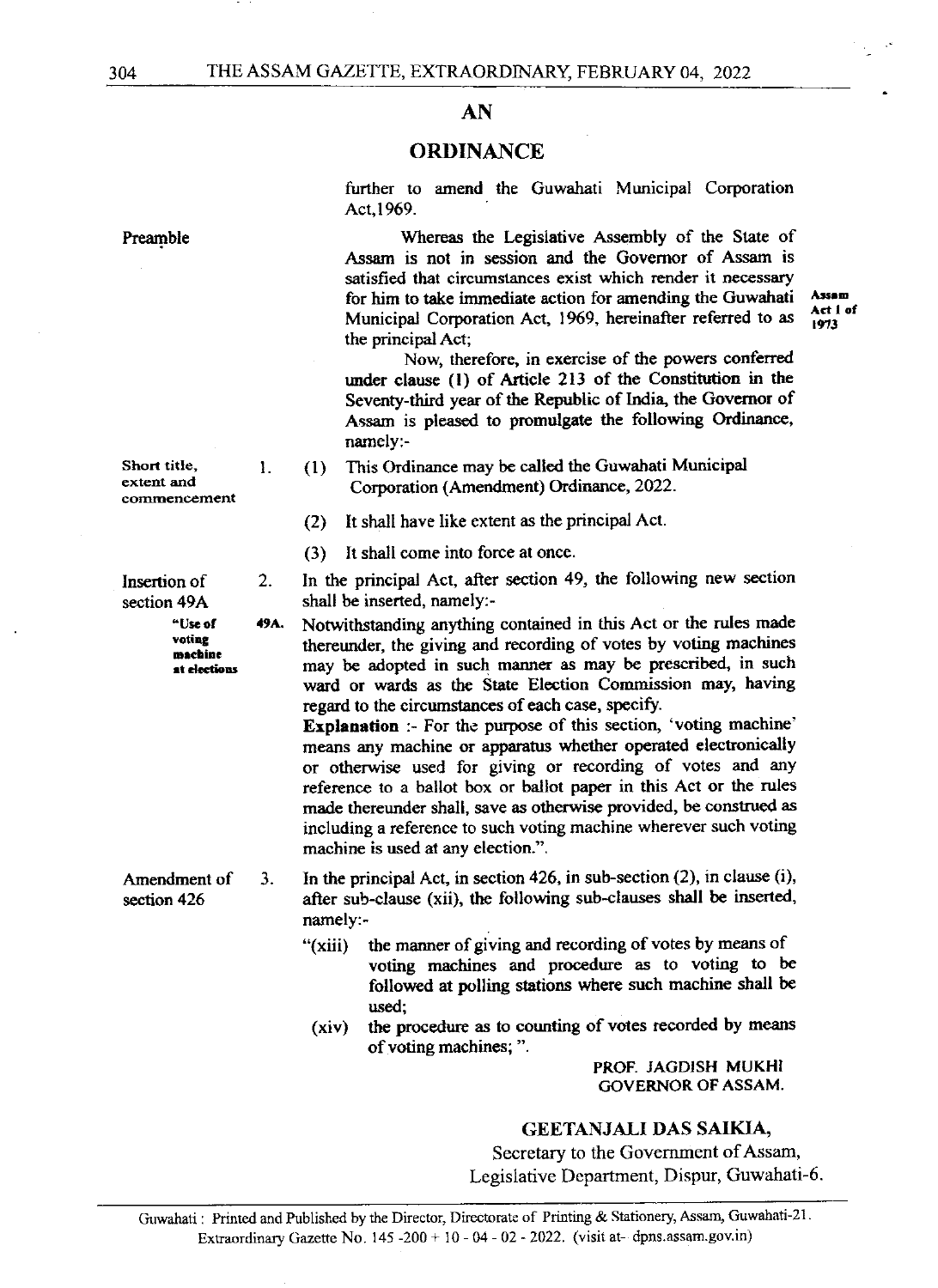# AN

# ORDINANCE

further to amend the Guwahati Municipal Corporation Act,1969.

**Preamble**

Whereas the Legislative Assembly of the State of Assam is not in session and the Governor of Assam is satisfied that circumstances exist which render it necessary for him to take immediate action for amending the Guwahati Municipal Corporation Act, 1969, hereinafter referred to as the principal Act; *(Assam Act I of 1973)*

Now, therefore, in exercise of the powers conferred under clause (1) of Article 213 of the Constitution in the Seventy-third year of the Republic of India, the Governor of Assam is pleased to promulgate the following Ordinance, namely:-

**Short title, extent and commencement**

1. (1) This Ordinance may be called the Guwahati Municipal Corporation (Amendment) Ordinance, 2022.

   (2) It shall have like extent as the principal Act.

   (3) It shall come into force at once.

**Insertion of section 49A**

2. In the principal Act, after section 49, the following new section shall be inserted, namely:-

   "**Use of voting machine at elections**

   49A. Notwithstanding anything contained in this Act or the rules made thereunder, the giving and recording of votes by voting machines may be adopted in such manner as may be prescribed, in such ward or wards as the State Election Commission may, having regard to the circumstances of each case, specify.

   **Explanation** :- For the purpose of this section, 'voting machine' means any machine or apparatus whether operated electronically or otherwise used for giving or recording of votes and any reference to a ballot box or ballot paper in this Act or the rules made thereunder shall, save as otherwise provided, be construed as including a reference to such voting machine wherever such voting machine is used at any election.".

**Amendment of section 426**

3. In the principal Act, in section 426, in sub-section (2), in clause (i), after sub-clause (xii), the following sub-clauses shall be inserted, namely:-

   "(xiii) the manner of giving and recording of votes by means of voting machines and procedure as to voting to be followed at polling stations where such machine shall be used;

   (xiv) the procedure as to counting of votes recorded by means of voting machines; ".

PROF. JAGDISH MUKHI
GOVERNOR OF ASSAM.

**GEETANJALI DAS SAIKIA,**
Secretary to the Government of Assam,
Legislative Department, Dispur, Guwahati-6.

Guwahati : Printed and Published by the Director, Directorate of Printing & Stationery, Assam, Guwahati-21.
Extraordinary Gazette No. 145 -200 + 10 - 04 - 02 - 2022. (visit at- dpns.assam.gov.in)